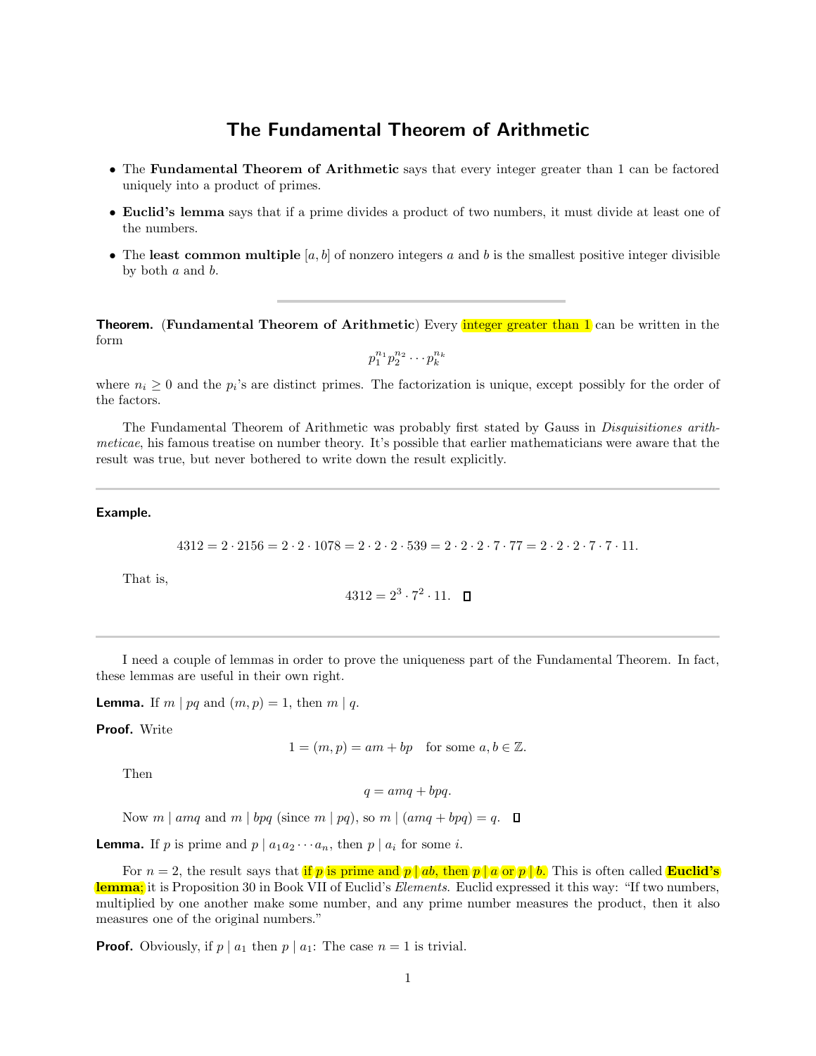# The Fundamental Theorem of Arithmetic

- The **Fundamental Theorem of Arithmetic** says that every integer greater than 1 can be factored uniquely into a product of primes.
- **Euclid's lemma** says that if a prime divides a product of two numbers, it must divide at least one of the numbers.
- The **least common multiple** $[a, b]$ of nonzero integers $a$ and $b$ is the smallest positive integer divisible by both $a$ and $b$.

---

**Theorem.** (**Fundamental Theorem of Arithmetic**) Every integer greater than 1 can be written in the form

$$p_1^{n_1} p_2^{n_2} \cdots p_k^{n_k}$$

where $n_i \geq 0$ and the $p_i$'s are distinct primes. The factorization is unique, except possibly for the order of the factors.

The Fundamental Theorem of Arithmetic was probably first stated by Gauss in *Disquisitiones arithmeticae*, his famous treatise on number theory. It's possible that earlier mathematicians were aware that the result was true, but never bothered to write down the result explicitly.

---

**Example.**

$$4312 = 2 \cdot 2156 = 2 \cdot 2 \cdot 1078 = 2 \cdot 2 \cdot 2 \cdot 539 = 2 \cdot 2 \cdot 2 \cdot 7 \cdot 77 = 2 \cdot 2 \cdot 2 \cdot 7 \cdot 7 \cdot 11.$$

That is,

$$4312 = 2^3 \cdot 7^2 \cdot 11. \quad \square$$

---

I need a couple of lemmas in order to prove the uniqueness part of the Fundamental Theorem. In fact, these lemmas are useful in their own right.

**Lemma.** If $m \mid pq$ and $(m, p) = 1$, then $m \mid q$.

**Proof.** Write

$$1 = (m, p) = am + bp \quad \text{for some } a, b \in \mathbb{Z}.$$

Then

$$q = amq + bpq.$$

Now $m \mid amq$ and $m \mid bpq$ (since $m \mid pq$), so $m \mid (amq + bpq) = q$. $\square$

**Lemma.** If $p$ is prime and $p \mid a_1 a_2 \cdots a_n$, then $p \mid a_i$ for some $i$.

For $n = 2$, the result says that if $p$ is prime and $p \mid ab$, then $p \mid a$ or $p \mid b$. This is often called **Euclid's lemma**; it is Proposition 30 in Book VII of Euclid's *Elements*. Euclid expressed it this way: "If two numbers, multiplied by one another make some number, and any prime number measures the product, then it also measures one of the original numbers."

**Proof.** Obviously, if $p \mid a_1$ then $p \mid a_1$: The case $n = 1$ is trivial.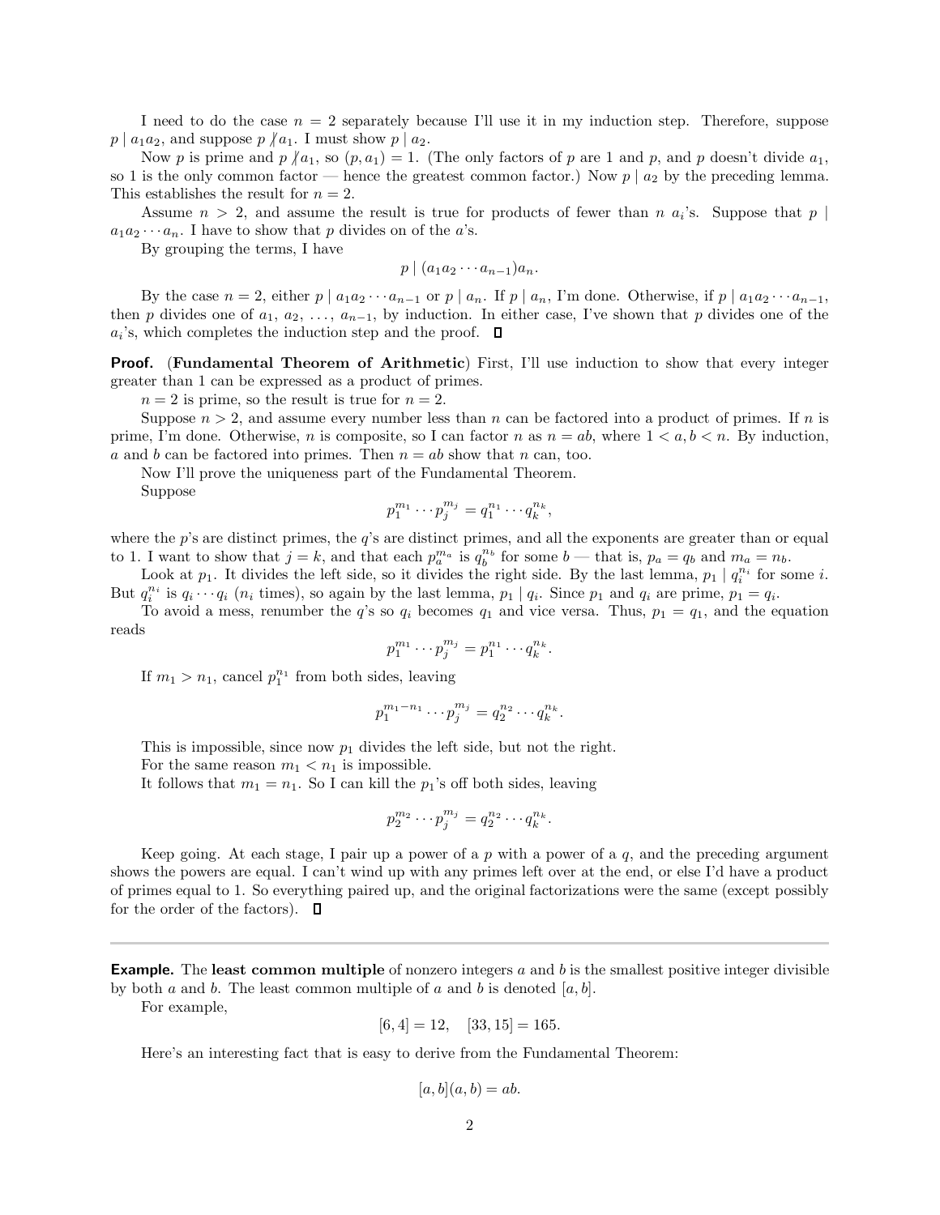I need to do the case $n = 2$ separately because I'll use it in my induction step. Therefore, suppose $p \mid a_1 a_2$, and suppose $p \not| a_1$. I must show $p \mid a_2$.

Now $p$ is prime and $p \not| a_1$, so $(p, a_1) = 1$. (The only factors of $p$ are 1 and $p$, and $p$ doesn't divide $a_1$, so 1 is the only common factor — hence the greatest common factor.) Now $p \mid a_2$ by the preceding lemma. This establishes the result for $n = 2$.

Assume $n > 2$, and assume the result is true for products of fewer than $n$ $a_i$'s. Suppose that $p \mid a_1 a_2 \cdots a_n$. I have to show that $p$ divides on of the $a$'s.

By grouping the terms, I have

$$p \mid (a_1 a_2 \cdots a_{n-1}) a_n.$$

By the case $n = 2$, either $p \mid a_1 a_2 \cdots a_{n-1}$ or $p \mid a_n$. If $p \mid a_n$, I'm done. Otherwise, if $p \mid a_1 a_2 \cdots a_{n-1}$, then $p$ divides one of $a_1, a_2, \ldots, a_{n-1}$, by induction. In either case, I've shown that $p$ divides one of the $a_i$'s, which completes the induction step and the proof. □

**Proof.** (**Fundamental Theorem of Arithmetic**) First, I'll use induction to show that every integer greater than 1 can be expressed as a product of primes.

$n = 2$ is prime, so the result is true for $n = 2$.

Suppose $n > 2$, and assume every number less than $n$ can be factored into a product of primes. If $n$ is prime, I'm done. Otherwise, $n$ is composite, so I can factor $n$ as $n = ab$, where $1 < a, b < n$. By induction, $a$ and $b$ can be factored into primes. Then $n = ab$ show that $n$ can, too.

Now I'll prove the uniqueness part of the Fundamental Theorem.

Suppose

$$p_1^{m_1} \cdots p_j^{m_j} = q_1^{n_1} \cdots q_k^{n_k},$$

where the $p$'s are distinct primes, the $q$'s are distinct primes, and all the exponents are greater than or equal to 1. I want to show that $j = k$, and that each $p_a^{m_a}$ is $q_b^{n_b}$ for some $b$ — that is, $p_a = q_b$ and $m_a = n_b$.

Look at $p_1$. It divides the left side, so it divides the right side. By the last lemma, $p_1 \mid q_i^{n_i}$ for some $i$. But $q_i^{n_i}$ is $q_i \cdots q_i$ ($n_i$ times), so again by the last lemma, $p_1 \mid q_i$. Since $p_1$ and $q_i$ are prime, $p_1 = q_i$.

To avoid a mess, renumber the $q$'s so $q_i$ becomes $q_1$ and vice versa. Thus, $p_1 = q_1$, and the equation reads

$$p_1^{m_1} \cdots p_j^{m_j} = p_1^{n_1} \cdots q_k^{n_k}.$$

If $m_1 > n_1$, cancel $p_1^{n_1}$ from both sides, leaving

$$p_1^{m_1 - n_1} \cdots p_j^{m_j} = q_2^{n_2} \cdots q_k^{n_k}.$$

This is impossible, since now $p_1$ divides the left side, but not the right.

For the same reason $m_1 < n_1$ is impossible.

It follows that $m_1 = n_1$. So I can kill the $p_1$'s off both sides, leaving

$$p_2^{m_2} \cdots p_j^{m_j} = q_2^{n_2} \cdots q_k^{n_k}.$$

Keep going. At each stage, I pair up a power of a $p$ with a power of a $q$, and the preceding argument shows the powers are equal. I can't wind up with any primes left over at the end, or else I'd have a product of primes equal to 1. So everything paired up, and the original factorizations were the same (except possibly for the order of the factors). □

---

**Example.** The **least common multiple** of nonzero integers $a$ and $b$ is the smallest positive integer divisible by both $a$ and $b$. The least common multiple of $a$ and $b$ is denoted $[a, b]$.

For example,

$$[6, 4] = 12, \quad [33, 15] = 165.$$

Here's an interesting fact that is easy to derive from the Fundamental Theorem:

$$[a, b](a, b) = ab.$$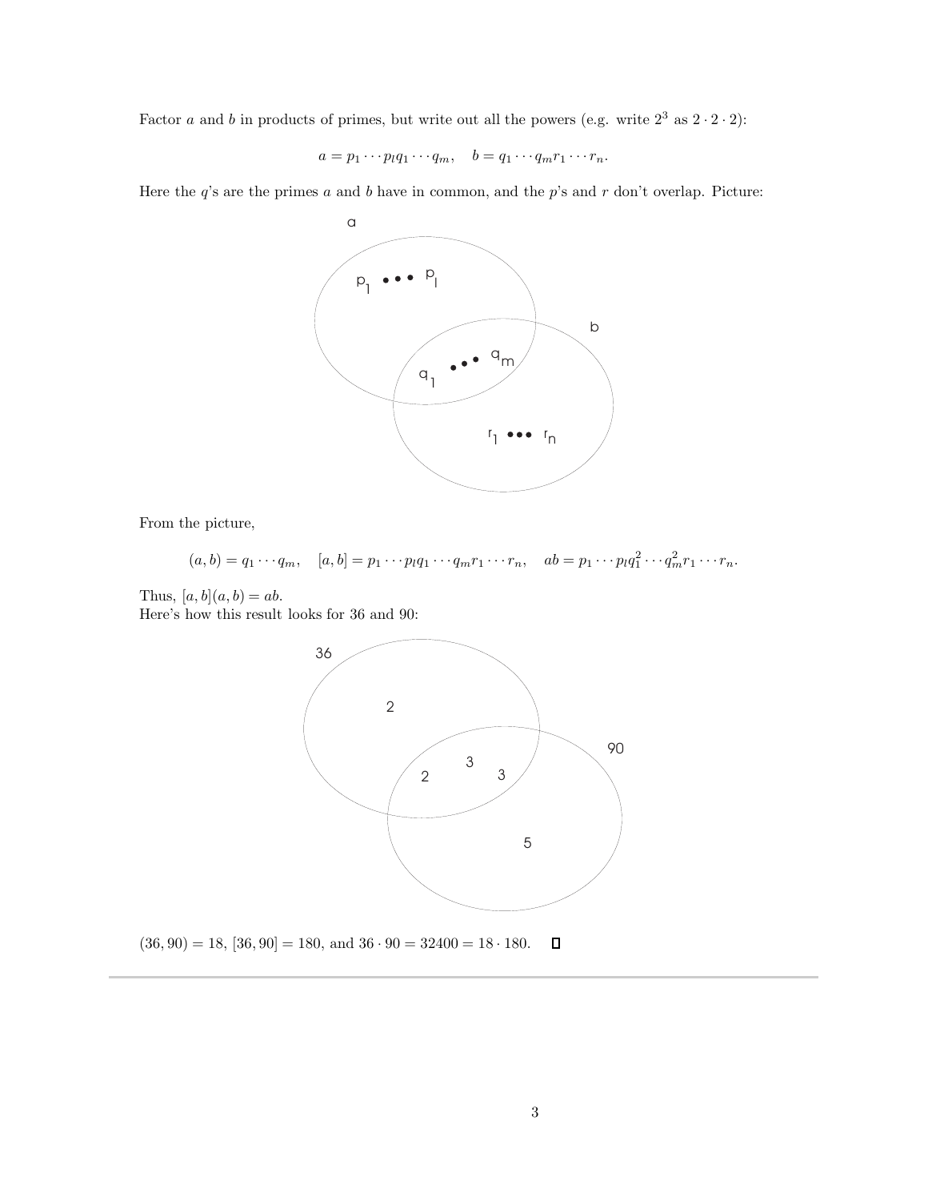Factor $a$ and $b$ in products of primes, but write out all the powers (e.g. write $2^3$ as $2 \cdot 2 \cdot 2$):

$$a = p_1 \cdots p_l q_1 \cdots q_m, \quad b = q_1 \cdots q_m r_1 \cdots r_n.$$

Here the $q$'s are the primes $a$ and $b$ have in common, and the $p$'s and $r$ don't overlap. Picture:

From the picture,

$$(a, b) = q_1 \cdots q_m, \quad [a, b] = p_1 \cdots p_l q_1 \cdots q_m r_1 \cdots r_n, \quad ab = p_1 \cdots p_l q_1^2 \cdots q_m^2 r_1 \cdots r_n.$$

Thus, $[a, b](a, b) = ab$.

Here's how this result looks for 36 and 90:

$(36, 90) = 18$, $[36, 90] = 180$, and $36 \cdot 90 = 32400 = 18 \cdot 180$. □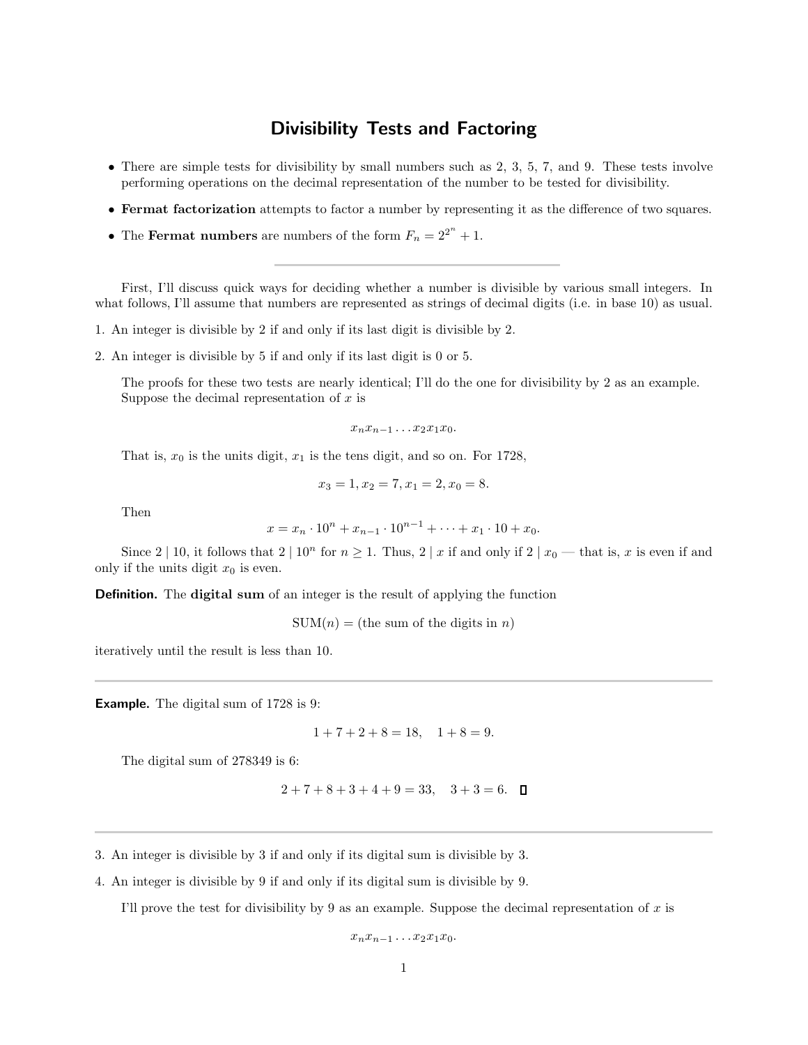# Divisibility Tests and Factoring

- There are simple tests for divisibility by small numbers such as 2, 3, 5, 7, and 9. These tests involve performing operations on the decimal representation of the number to be tested for divisibility.
- **Fermat factorization** attempts to factor a number by representing it as the difference of two squares.
- The **Fermat numbers** are numbers of the form $F_n = 2^{2^n} + 1$.

---

First, I'll discuss quick ways for deciding whether a number is divisible by various small integers. In what follows, I'll assume that numbers are represented as strings of decimal digits (i.e. in base 10) as usual.

1. An integer is divisible by 2 if and only if its last digit is divisible by 2.

2. An integer is divisible by 5 if and only if its last digit is 0 or 5.

   The proofs for these two tests are nearly identical; I'll do the one for divisibility by 2 as an example. Suppose the decimal representation of $x$ is

$$x_n x_{n-1} \ldots x_2 x_1 x_0.$$

   That is, $x_0$ is the units digit, $x_1$ is the tens digit, and so on. For 1728,

$$x_3 = 1, x_2 = 7, x_1 = 2, x_0 = 8.$$

   Then

$$x = x_n \cdot 10^n + x_{n-1} \cdot 10^{n-1} + \cdots + x_1 \cdot 10 + x_0.$$

   Since $2 \mid 10$, it follows that $2 \mid 10^n$ for $n \geq 1$. Thus, $2 \mid x$ if and only if $2 \mid x_0$ — that is, $x$ is even if and only if the units digit $x_0$ is even.

**Definition.** The **digital sum** of an integer is the result of applying the function

$$\text{SUM}(n) = (\text{the sum of the digits in } n)$$

iteratively until the result is less than 10.

---

**Example.** The digital sum of 1728 is 9:

$$1 + 7 + 2 + 8 = 18, \quad 1 + 8 = 9.$$

The digital sum of 278349 is 6:

$$2 + 7 + 8 + 3 + 4 + 9 = 33, \quad 3 + 3 = 6. \quad \square$$

---

3. An integer is divisible by 3 if and only if its digital sum is divisible by 3.

4. An integer is divisible by 9 if and only if its digital sum is divisible by 9.

   I'll prove the test for divisibility by 9 as an example. Suppose the decimal representation of $x$ is

$$x_n x_{n-1} \ldots x_2 x_1 x_0.$$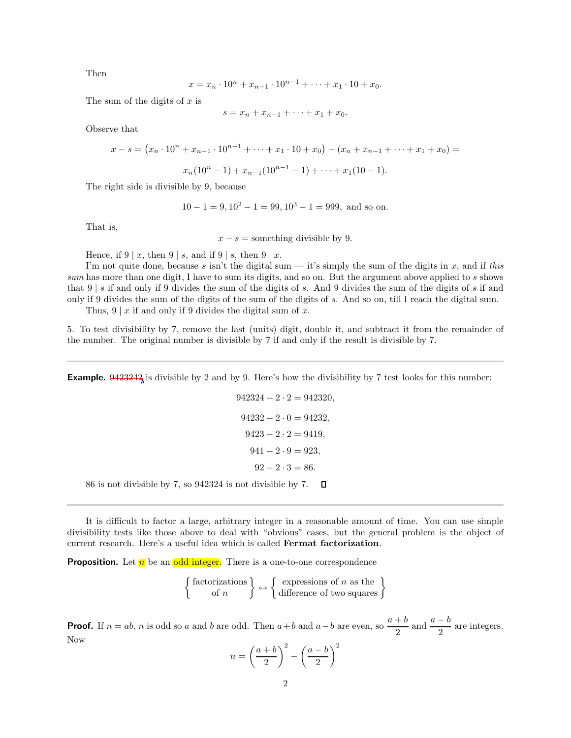Then

$$x = x_n \cdot 10^n + x_{n-1} \cdot 10^{n-1} + \cdots + x_1 \cdot 10 + x_0.$$

The sum of the digits of $x$ is

$$s = x_n + x_{n-1} + \cdots + x_1 + x_0.$$

Observe that

$$x - s = \left(x_n \cdot 10^n + x_{n-1} \cdot 10^{n-1} + \cdots + x_1 \cdot 10 + x_0\right) - (x_n + x_{n-1} + \cdots + x_1 + x_0) =$$

$$x_n(10^n - 1) + x_{n-1}(10^{n-1} - 1) + \cdots + x_1(10 - 1).$$

The right side is divisible by 9, because

$$10 - 1 = 9, 10^2 - 1 = 99, 10^3 - 1 = 999, \text{ and so on.}$$

That is,

$$x - s = \text{something divisible by 9.}$$

Hence, if $9 \mid x$, then $9 \mid s$, and if $9 \mid s$, then $9 \mid x$.

I'm not quite done, because $s$ isn't the digital sum — it's simply the sum of the digits in $x$, and if *this sum* has more than one digit, I have to sum its digits, and so on. But the argument above applied to $s$ shows that $9 \mid s$ if and only if 9 divides the sum of the digits of $s$. And 9 divides the sum of the digits of $s$ if and only if 9 divides the sum of the digits of the sum of the digits of $s$. And so on, till I reach the digital sum.

Thus, $9 \mid x$ if and only if 9 divides the digital sum of $x$.

5. To test divisibility by 7, remove the last (units) digit, double it, and subtract it from the remainder of the number. The original number is divisible by 7 if and only if the result is divisible by 7.

---

**Example.** ~~9423242~~ is divisible by 2 and by 9. Here's how the divisibility by 7 test looks for this number:

$$942324 - 2 \cdot 2 = 942320,$$

$$94232 - 2 \cdot 0 = 94232,$$

$$9423 - 2 \cdot 2 = 9419,$$

$$941 - 2 \cdot 9 = 923,$$

$$92 - 2 \cdot 3 = 86.$$

86 is not divisible by 7, so 942324 is not divisible by 7. □

---

It is difficult to factor a large, arbitrary integer in a reasonable amount of time. You can use simple divisibility tests like those above to deal with "obvious" cases, but the general problem is the object of current research. Here's a useful idea which is called **Fermat factorization**.

**Proposition.** Let $n$ be an odd integer. There is a one-to-one correspondence

$$\left\{ \begin{matrix} \text{factorizations} \\ \text{of } n \end{matrix} \right\} \leftrightarrow \left\{ \begin{matrix} \text{expressions of } n \text{ as the} \\ \text{difference of two squares} \end{matrix} \right\}$$

**Proof.** If $n = ab$, $n$ is odd so $a$ and $b$ are odd. Then $a + b$ and $a - b$ are even, so $\dfrac{a+b}{2}$ and $\dfrac{a-b}{2}$ are integers. Now

$$n = \left(\frac{a+b}{2}\right)^2 - \left(\frac{a-b}{2}\right)^2$$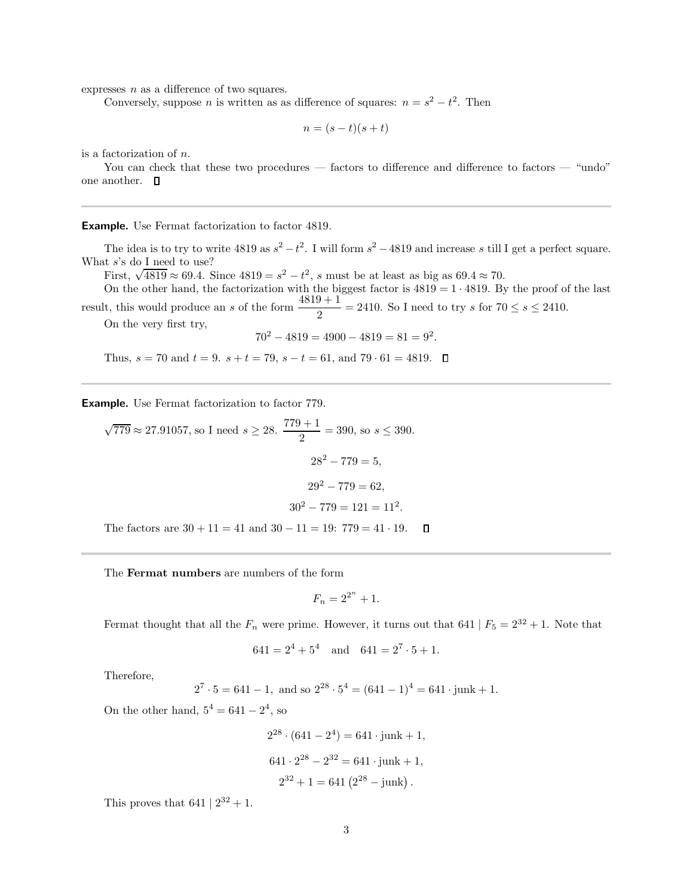expresses $n$ as a difference of two squares.

Conversely, suppose $n$ is written as as difference of squares: $n = s^2 - t^2$. Then

$$n = (s - t)(s + t)$$

is a factorization of $n$.

You can check that these two procedures — factors to difference and difference to factors — "undo" one another. □

---

**Example.** Use Fermat factorization to factor 4819.

The idea is to try to write 4819 as $s^2 - t^2$. I will form $s^2 - 4819$ and increase $s$ till I get a perfect square. What $s$'s do I need to use?

First, $\sqrt{4819} \approx 69.4$. Since $4819 = s^2 - t^2$, $s$ must be at least as big as $69.4 \approx 70$.

On the other hand, the factorization with the biggest factor is $4819 = 1 \cdot 4819$. By the proof of the last result, this would produce an $s$ of the form $\dfrac{4819 + 1}{2} = 2410$. So I need to try $s$ for $70 \leq s \leq 2410$.

On the very first try,

$$70^2 - 4819 = 4900 - 4819 = 81 = 9^2.$$

Thus, $s = 70$ and $t = 9$. $s + t = 79$, $s - t = 61$, and $79 \cdot 61 = 4819$. □

---

**Example.** Use Fermat factorization to factor 779.

$\sqrt{779} \approx 27.91057$, so I need $s \geq 28$. $\dfrac{779 + 1}{2} = 390$, so $s \leq 390$.

$$28^2 - 779 = 5,$$

$$29^2 - 779 = 62,$$

$$30^2 - 779 = 121 = 11^2.$$

The factors are $30 + 11 = 41$ and $30 - 11 = 19$: $779 = 41 \cdot 19$. □

---

The **Fermat numbers** are numbers of the form

$$F_n = 2^{2^n} + 1.$$

Fermat thought that all the $F_n$ were prime. However, it turns out that $641 \mid F_5 = 2^{32} + 1$. Note that

$$641 = 2^4 + 5^4 \quad \text{and} \quad 641 = 2^7 \cdot 5 + 1.$$

Therefore,

$$2^7 \cdot 5 = 641 - 1, \text{ and so } 2^{28} \cdot 5^4 = (641 - 1)^4 = 641 \cdot \text{junk} + 1.$$

On the other hand, $5^4 = 641 - 2^4$, so

$$2^{28} \cdot (641 - 2^4) = 641 \cdot \text{junk} + 1,$$

$$641 \cdot 2^{28} - 2^{32} = 641 \cdot \text{junk} + 1,$$

$$2^{32} + 1 = 641 \left(2^{28} - \text{junk}\right).$$

This proves that $641 \mid 2^{32} + 1$.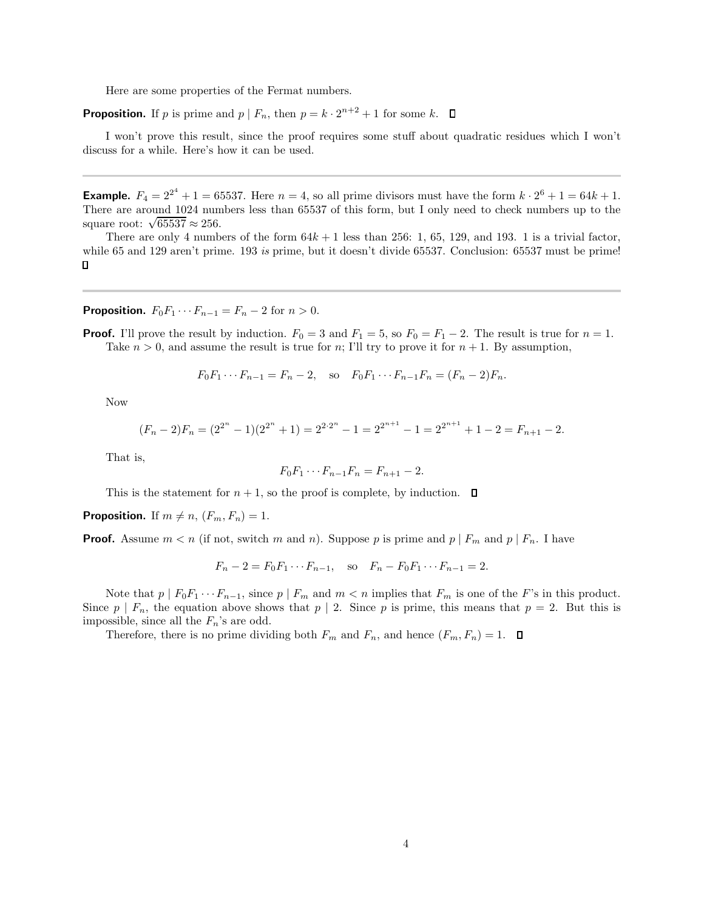Here are some properties of the Fermat numbers.

**Proposition.** If $p$ is prime and $p \mid F_n$, then $p = k \cdot 2^{n+2} + 1$ for some $k$. □

I won't prove this result, since the proof requires some stuff about quadratic residues which I won't discuss for a while. Here's how it can be used.

---

**Example.** $F_4 = 2^{2^4} + 1 = 65537$. Here $n = 4$, so all prime divisors must have the form $k \cdot 2^6 + 1 = 64k + 1$. There are around 1024 numbers less than 65537 of this form, but I only need to check numbers up to the square root: $\sqrt{65537} \approx 256$.

There are only 4 numbers of the form $64k + 1$ less than 256: 1, 65, 129, and 193. 1 is a trivial factor, while 65 and 129 aren't prime. 193 *is* prime, but it doesn't divide 65537. Conclusion: 65537 must be prime! □

---

**Proposition.** $F_0 F_1 \cdots F_{n-1} = F_n - 2$ for $n > 0$.

**Proof.** I'll prove the result by induction. $F_0 = 3$ and $F_1 = 5$, so $F_0 = F_1 - 2$. The result is true for $n = 1$.

Take $n > 0$, and assume the result is true for $n$; I'll try to prove it for $n + 1$. By assumption,

$$F_0 F_1 \cdots F_{n-1} = F_n - 2, \quad \text{so} \quad F_0 F_1 \cdots F_{n-1} F_n = (F_n - 2) F_n.$$

Now

$$(F_n - 2) F_n = (2^{2^n} - 1)(2^{2^n} + 1) = 2^{2 \cdot 2^n} - 1 = 2^{2^{n+1}} - 1 = 2^{2^{n+1}} + 1 - 2 = F_{n+1} - 2.$$

That is,

$$F_0 F_1 \cdots F_{n-1} F_n = F_{n+1} - 2.$$

This is the statement for $n + 1$, so the proof is complete, by induction. □

**Proposition.** If $m \neq n$, $(F_m, F_n) = 1$.

**Proof.** Assume $m < n$ (if not, switch $m$ and $n$). Suppose $p$ is prime and $p \mid F_m$ and $p \mid F_n$. I have

$$F_n - 2 = F_0 F_1 \cdots F_{n-1}, \quad \text{so} \quad F_n - F_0 F_1 \cdots F_{n-1} = 2.$$

Note that $p \mid F_0 F_1 \cdots F_{n-1}$, since $p \mid F_m$ and $m < n$ implies that $F_m$ is one of the $F$'s in this product. Since $p \mid F_n$, the equation above shows that $p \mid 2$. Since $p$ is prime, this means that $p = 2$. But this is impossible, since all the $F_n$'s are odd.

Therefore, there is no prime dividing both $F_m$ and $F_n$, and hence $(F_m, F_n) = 1$. □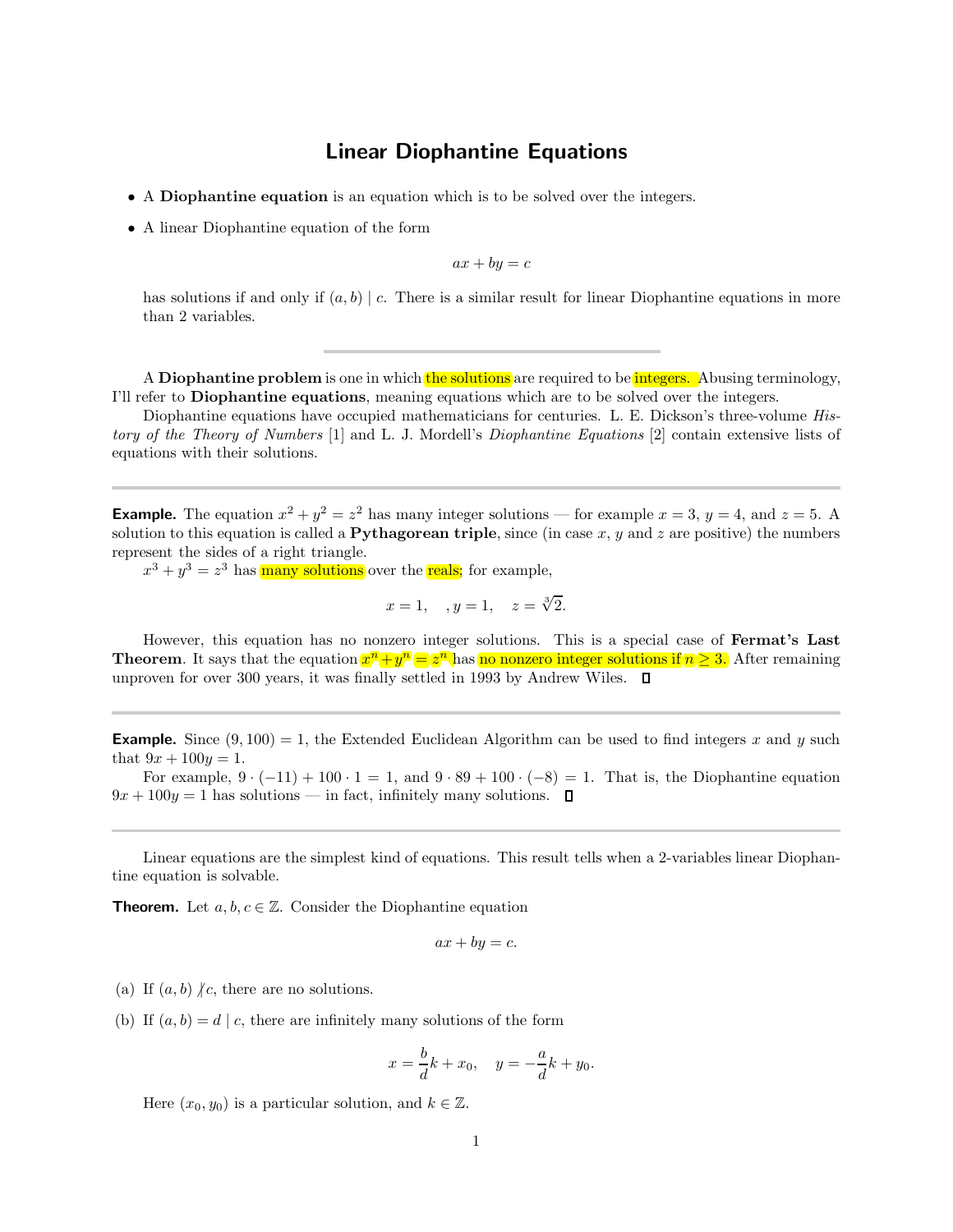# Linear Diophantine Equations

- A **Diophantine equation** is an equation which is to be solved over the integers.
- A linear Diophantine equation of the form

$$ax + by = c$$

has solutions if and only if $(a, b) \mid c$. There is a similar result for linear Diophantine equations in more than 2 variables.

---

A **Diophantine problem** is one in which the solutions are required to be integers. Abusing terminology, I'll refer to **Diophantine equations**, meaning equations which are to be solved over the integers.

Diophantine equations have occupied mathematicians for centuries. L. E. Dickson's three-volume *History of the Theory of Numbers* [1] and L. J. Mordell's *Diophantine Equations* [2] contain extensive lists of equations with their solutions.

---

**Example.** The equation $x^2 + y^2 = z^2$ has many integer solutions — for example $x = 3$, $y = 4$, and $z = 5$. A solution to this equation is called a **Pythagorean triple**, since (in case $x$, $y$ and $z$ are positive) the numbers represent the sides of a right triangle.

$x^3 + y^3 = z^3$ has many solutions over the reals; for example,

$$x = 1, \quad , y = 1, \quad z = \sqrt[3]{2}.$$

However, this equation has no nonzero integer solutions. This is a special case of **Fermat's Last Theorem**. It says that the equation $x^n + y^n = z^n$ has no nonzero integer solutions if $n \geq 3$. After remaining unproven for over 300 years, it was finally settled in 1993 by Andrew Wiles. □

---

**Example.** Since $(9, 100) = 1$, the Extended Euclidean Algorithm can be used to find integers $x$ and $y$ such that $9x + 100y = 1$.

For example, $9 \cdot (-11) + 100 \cdot 1 = 1$, and $9 \cdot 89 + 100 \cdot (-8) = 1$. That is, the Diophantine equation $9x + 100y = 1$ has solutions — in fact, infinitely many solutions. □

---

Linear equations are the simplest kind of equations. This result tells when a 2-variables linear Diophantine equation is solvable.

**Theorem.** Let $a, b, c \in \mathbb{Z}$. Consider the Diophantine equation

$$ax + by = c.$$

(a) If $(a, b) \nmid c$, there are no solutions.

(b) If $(a, b) = d \mid c$, there are infinitely many solutions of the form

$$x = \frac{b}{d}k + x_0, \quad y = -\frac{a}{d}k + y_0.$$

Here $(x_0, y_0)$ is a particular solution, and $k \in \mathbb{Z}$.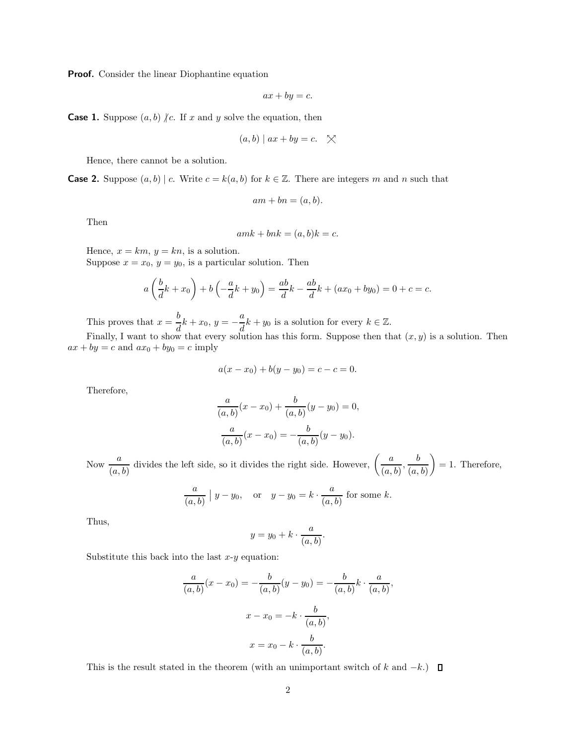**Proof.** Consider the linear Diophantine equation

$$ax + by = c.$$

**Case 1.** Suppose $(a,b) \nmid c$. If $x$ and $y$ solve the equation, then

$$(a,b) \mid ax + by = c. \quad \times$$

Hence, there cannot be a solution.

**Case 2.** Suppose $(a,b) \mid c$. Write $c = k(a,b)$ for $k \in \mathbb{Z}$. There are integers $m$ and $n$ such that

$$am + bn = (a,b).$$

Then

$$amk + bnk = (a,b)k = c.$$

Hence, $x = km$, $y = kn$, is a solution.

Suppose $x = x_0$, $y = y_0$, is a particular solution. Then

$$a\left(\frac{b}{d}k + x_0\right) + b\left(-\frac{a}{d}k + y_0\right) = \frac{ab}{d}k - \frac{ab}{d}k + (ax_0 + by_0) = 0 + c = c.$$

This proves that $x = \dfrac{b}{d}k + x_0$, $y = -\dfrac{a}{d}k + y_0$ is a solution for every $k \in \mathbb{Z}$.

Finally, I want to show that every solution has this form. Suppose then that $(x,y)$ is a solution. Then $ax + by = c$ and $ax_0 + by_0 = c$ imply

$$a(x - x_0) + b(y - y_0) = c - c = 0.$$

Therefore,

$$\frac{a}{(a,b)}(x - x_0) + \frac{b}{(a,b)}(y - y_0) = 0,$$

$$\frac{a}{(a,b)}(x - x_0) = -\frac{b}{(a,b)}(y - y_0).$$

Now $\dfrac{a}{(a,b)}$ divides the left side, so it divides the right side. However, $\left(\dfrac{a}{(a,b)}, \dfrac{b}{(a,b)}\right) = 1$. Therefore,

$$\frac{a}{(a,b)} \;\Big|\; y - y_0, \quad \text{or} \quad y - y_0 = k \cdot \frac{a}{(a,b)} \text{ for some } k.$$

Thus,

$$y = y_0 + k \cdot \frac{a}{(a,b)}.$$

Substitute this back into the last $x$-$y$ equation:

$$\frac{a}{(a,b)}(x - x_0) = -\frac{b}{(a,b)}(y - y_0) = -\frac{b}{(a,b)}k \cdot \frac{a}{(a,b)},$$

$$x - x_0 = -k \cdot \frac{b}{(a,b)},$$

$$x = x_0 - k \cdot \frac{b}{(a,b)}.$$

This is the result stated in the theorem (with an unimportant switch of $k$ and $-k$.) $\square$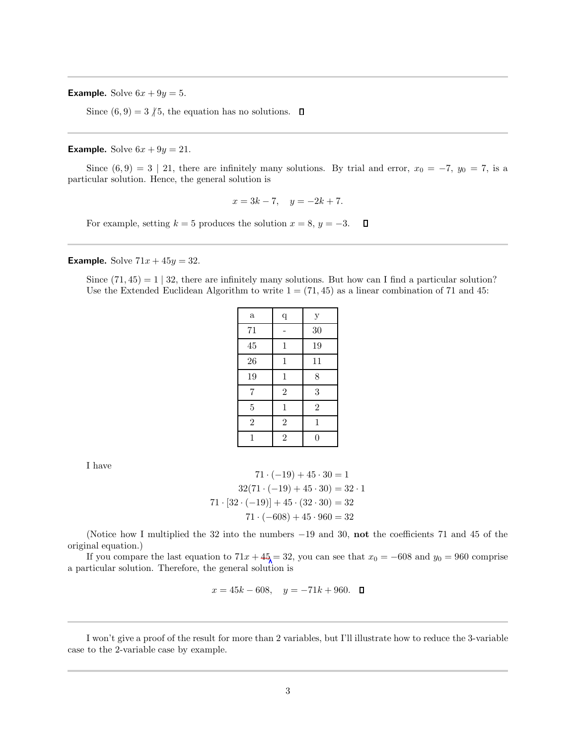---

**Example.** Solve $6x + 9y = 5$.

Since $(6, 9) = 3 \not| 5$, the equation has no solutions. $\square$

---

**Example.** Solve $6x + 9y = 21$.

Since $(6, 9) = 3 \mid 21$, there are infinitely many solutions. By trial and error, $x_0 = -7$, $y_0 = 7$, is a particular solution. Hence, the general solution is

$$x = 3k - 7, \quad y = -2k + 7.$$

For example, setting $k = 5$ produces the solution $x = 8$, $y = -3$. $\square$

---

**Example.** Solve $71x + 45y = 32$.

Since $(71, 45) = 1 \mid 32$, there are infinitely many solutions. But how can I find a particular solution? Use the Extended Euclidean Algorithm to write $1 = (71, 45)$ as a linear combination of 71 and 45:

| a | q | y |
|---|---|---|
| 71 | - | 30 |
| 45 | 1 | 19 |
| 26 | 1 | 11 |
| 19 | 1 | 8 |
| 7 | 2 | 3 |
| 5 | 1 | 2 |
| 2 | 2 | 1 |
| 1 | 2 | 0 |

I have

$$71 \cdot (-19) + 45 \cdot 30 = 1$$
$$32(71 \cdot (-19) + 45 \cdot 30) = 32 \cdot 1$$
$$71 \cdot [32 \cdot (-19)] + 45 \cdot (32 \cdot 30) = 32$$
$$71 \cdot (-608) + 45 \cdot 960 = 32$$

(Notice how I multiplied the 32 into the numbers $-19$ and 30, **not** the coefficients 71 and 45 of the original equation.)

If you compare the last equation to $71x + 45 = 32$, you can see that $x_0 = -608$ and $y_0 = 960$ comprise a particular solution. Therefore, the general solution is

$$x = 45k - 608, \quad y = -71k + 960. \quad \square$$

---

I won't give a proof of the result for more than 2 variables, but I'll illustrate how to reduce the 3-variable case to the 2-variable case by example.

---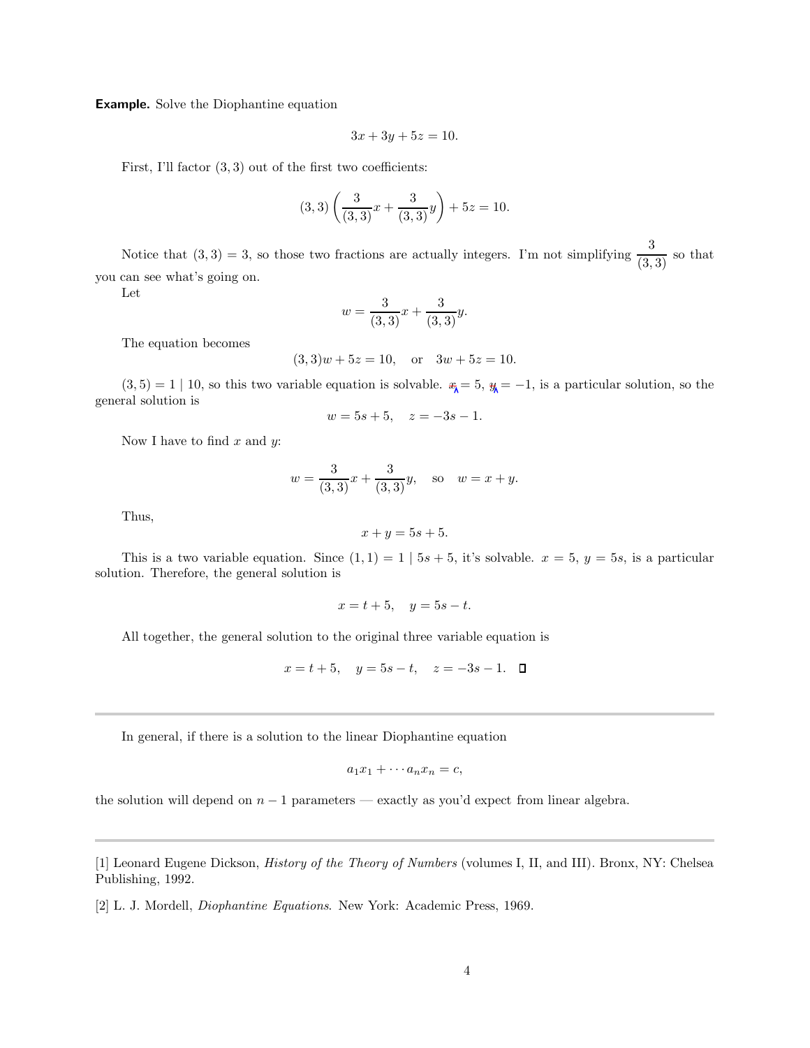**Example.** Solve the Diophantine equation

$$3x + 3y + 5z = 10.$$

First, I'll factor $(3, 3)$ out of the first two coefficients:

$$(3, 3)\left(\frac{3}{(3, 3)}x + \frac{3}{(3, 3)}y\right) + 5z = 10.$$

Notice that $(3, 3) = 3$, so those two fractions are actually integers. I'm not simplifying $\dfrac{3}{(3, 3)}$ so that you can see what's going on.

Let

$$w = \frac{3}{(3, 3)}x + \frac{3}{(3, 3)}y.$$

The equation becomes

$$(3, 3)w + 5z = 10, \quad \text{or} \quad 3w + 5z = 10.$$

$(3, 5) = 1 \mid 10$, so this two variable equation is solvable. $x = 5$, $y = -1$, is a particular solution, so the general solution is

$$w = 5s + 5, \quad z = -3s - 1.$$

Now I have to find $x$ and $y$:

$$w = \frac{3}{(3, 3)}x + \frac{3}{(3, 3)}y, \quad \text{so} \quad w = x + y.$$

Thus,

$$x + y = 5s + 5.$$

This is a two variable equation. Since $(1, 1) = 1 \mid 5s + 5$, it's solvable. $x = 5$, $y = 5s$, is a particular solution. Therefore, the general solution is

$$x = t + 5, \quad y = 5s - t.$$

All together, the general solution to the original three variable equation is

$$x = t + 5, \quad y = 5s - t, \quad z = -3s - 1. \quad \square$$

---

In general, if there is a solution to the linear Diophantine equation

$$a_1x_1 + \cdots a_nx_n = c,$$

the solution will depend on $n - 1$ parameters — exactly as you'd expect from linear algebra.

---

[1] Leonard Eugene Dickson, *History of the Theory of Numbers* (volumes I, II, and III). Bronx, NY: Chelsea Publishing, 1992.

[2] L. J. Mordell, *Diophantine Equations*. New York: Academic Press, 1969.